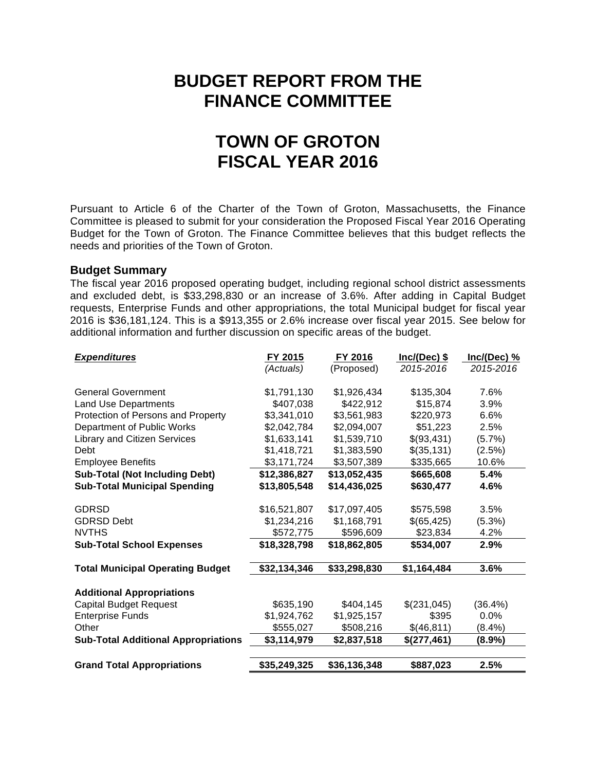# BUDGET REPORT FROM THE FINANCE COMMITTEE

# TOWN OF GROTON FISCAL YEAR 2016

Pursuant to Article 6 of the Charter of the Town of Groton, Massachusetts, the Finance Committee is pleased to submit for your consideration the Proposed Fiscal Year 2016 Operating Budget for the Town of Groton. The Finance Committee believes that this budget reflects the needs and priorities of the Town of Groton.

## Budget Summary

The fiscal year 2016 proposed operating budget, including regional school district assessments and excluded debt, is $33,298,830 or an increase of 3.6%. After adding in Capital Budget requests, Enterprise Funds and other appropriations, the total Municipal budget for fiscal year 2016 is $36,181,124. This is a $913,355 or 2.6% increase over fiscal year 2015. See below for additional information and further discussion on specific areas of the budget.

| ***Expenditures*** | FY 2015 | FY 2016 | Inc/(Dec) $ | Inc/(Dec) % |
|---|---|---|---|---|
| | *(Actuals)* | (Proposed) | *2015-2016* | *2015-2016* |
| General Government | $1,791,130 | $1,926,434 | $135,304 | 7.6% |
| Land Use Departments | $407,038 | $422,912 | $15,874 | 3.9% |
| Protection of Persons and Property | $3,341,010 | $3,561,983 | $220,973 | 6.6% |
| Department of Public Works | $2,042,784 | $2,094,007 | $51,223 | 2.5% |
| Library and Citizen Services | $1,633,141 | $1,539,710 | $(93,431) | (5.7%) |
| Debt | $1,418,721 | $1,383,590 | $(35,131) | (2.5%) |
| Employee Benefits | $3,171,724 | $3,507,389 | $335,665 | 10.6% |
| **Sub-Total (Not Including Debt)** | **$12,386,827** | **$13,052,435** | **$665,608** | **5.4%** |
| **Sub-Total Municipal Spending** | **$13,805,548** | **$14,436,025** | **$630,477** | **4.6%** |
| GDRSD | $16,521,807 | $17,097,405 | $575,598 | 3.5% |
| GDRSD Debt | $1,234,216 | $1,168,791 | $(65,425) | (5.3%) |
| NVTHS | $572,775 | $596,609 | $23,834 | 4.2% |
| **Sub-Total School Expenses** | **$18,328,798** | **$18,862,805** | **$534,007** | **2.9%** |
| **Total Municipal Operating Budget** | **$32,134,346** | **$33,298,830** | **$1,164,484** | **3.6%** |
| **Additional Appropriations** | | | | |
| Capital Budget Request | $635,190 | $404,145 | $(231,045) | (36.4%) |
| Enterprise Funds | $1,924,762 | $1,925,157 | $395 | 0.0% |
| Other | $555,027 | $508,216 | $(46,811) | (8.4%) |
| **Sub-Total Additional Appropriations** | **$3,114,979** | **$2,837,518** | **$(277,461)** | **(8.9%)** |
| **Grand Total Appropriations** | **$35,249,325** | **$36,136,348** | **$887,023** | **2.5%** |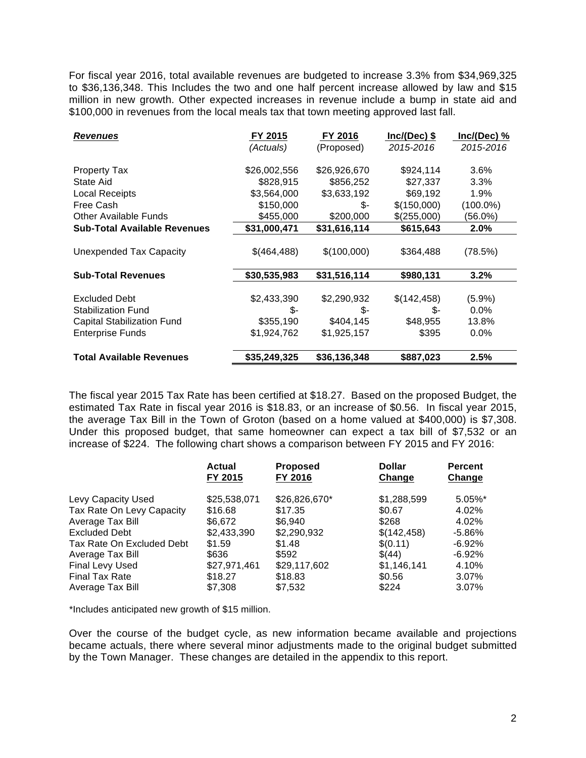For fiscal year 2016, total available revenues are budgeted to increase 3.3% from $34,969,325 to $36,136,348. This Includes the two and one half percent increase allowed by law and $15 million in new growth. Other expected increases in revenue include a bump in state aid and $100,000 in revenues from the local meals tax that town meeting approved last fall.

| ***Revenues*** | FY 2015 *(Actuals)* | FY 2016 (Proposed) | Inc/(Dec) $ *2015-2016* | Inc/(Dec) % *2015-2016* |
|---|---|---|---|---|
| Property Tax | $26,002,556 | $26,926,670 | $924,114 | 3.6% |
| State Aid | $828,915 | $856,252 | $27,337 | 3.3% |
| Local Receipts | $3,564,000 | $3,633,192 | $69,192 | 1.9% |
| Free Cash | $150,000 | $- | $(150,000) | (100.0%) |
| Other Available Funds | $455,000 | $200,000 | $(255,000) | (56.0%) |
| **Sub-Total Available Revenues** | **$31,000,471** | **$31,616,114** | **$615,643** | **2.0%** |
| Unexpended Tax Capacity | $(464,488) | $(100,000) | $364,488 | (78.5%) |
| **Sub-Total Revenues** | **$30,535,983** | **$31,516,114** | **$980,131** | **3.2%** |
| Excluded Debt | $2,433,390 | $2,290,932 | $(142,458) | (5.9%) |
| Stabilization Fund | $- | $- | $- | 0.0% |
| Capital Stabilization Fund | $355,190 | $404,145 | $48,955 | 13.8% |
| Enterprise Funds | $1,924,762 | $1,925,157 | $395 | 0.0% |
| **Total Available Revenues** | **$35,249,325** | **$36,136,348** | **$887,023** | **2.5%** |

The fiscal year 2015 Tax Rate has been certified at $18.27. Based on the proposed Budget, the estimated Tax Rate in fiscal year 2016 is $18.83, or an increase of $0.56. In fiscal year 2015, the average Tax Bill in the Town of Groton (based on a home valued at $400,000) is $7,308. Under this proposed budget, that same homeowner can expect a tax bill of $7,532 or an increase of $224. The following chart shows a comparison between FY 2015 and FY 2016:

| | **Actual FY 2015** | **Proposed FY 2016** | **Dollar Change** | **Percent Change** |
|---|---|---|---|---|
| Levy Capacity Used | $25,538,071 | $26,826,670* | $1,288,599 | 5.05%* |
| Tax Rate On Levy Capacity | $16.68 | $17.35 | $0.67 | 4.02% |
| Average Tax Bill | $6,672 | $6,940 | $268 | 4.02% |
| Excluded Debt | $2,433,390 | $2,290,932 | $(142,458) | -5.86% |
| Tax Rate On Excluded Debt | $1.59 | $1.48 | $(0.11) | -6.92% |
| Average Tax Bill | $636 | $592 | $(44) | -6.92% |
| Final Levy Used | $27,971,461 | $29,117,602 | $1,146,141 | 4.10% |
| Final Tax Rate | $18.27 | $18.83 | $0.56 | 3.07% |
| Average Tax Bill | $7,308 | $7,532 | $224 | 3.07% |

*Includes anticipated new growth of $15 million.

Over the course of the budget cycle, as new information became available and projections became actuals, there where several minor adjustments made to the original budget submitted by the Town Manager. These changes are detailed in the appendix to this report.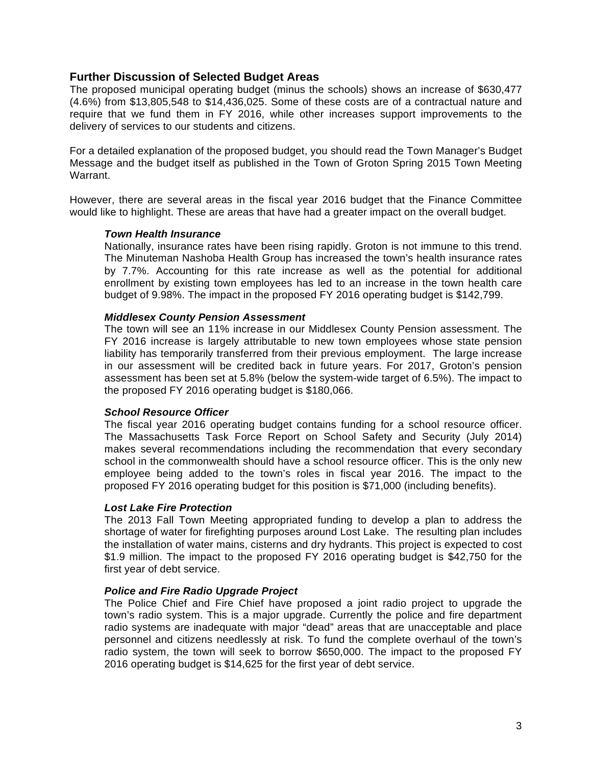## Further Discussion of Selected Budget Areas

The proposed municipal operating budget (minus the schools) shows an increase of $630,477 (4.6%) from $13,805,548 to $14,436,025. Some of these costs are of a contractual nature and require that we fund them in FY 2016, while other increases support improvements to the delivery of services to our students and citizens.

For a detailed explanation of the proposed budget, you should read the Town Manager's Budget Message and the budget itself as published in the Town of Groton Spring 2015 Town Meeting Warrant.

However, there are several areas in the fiscal year 2016 budget that the Finance Committee would like to highlight. These are areas that have had a greater impact on the overall budget.

### *Town Health Insurance*

Nationally, insurance rates have been rising rapidly. Groton is not immune to this trend. The Minuteman Nashoba Health Group has increased the town's health insurance rates by 7.7%. Accounting for this rate increase as well as the potential for additional enrollment by existing town employees has led to an increase in the town health care budget of 9.98%. The impact in the proposed FY 2016 operating budget is $142,799.

### *Middlesex County Pension Assessment*

The town will see an 11% increase in our Middlesex County Pension assessment. The FY 2016 increase is largely attributable to new town employees whose state pension liability has temporarily transferred from their previous employment. The large increase in our assessment will be credited back in future years. For 2017, Groton's pension assessment has been set at 5.8% (below the system-wide target of 6.5%). The impact to the proposed FY 2016 operating budget is $180,066.

### *School Resource Officer*

The fiscal year 2016 operating budget contains funding for a school resource officer. The Massachusetts Task Force Report on School Safety and Security (July 2014) makes several recommendations including the recommendation that every secondary school in the commonwealth should have a school resource officer. This is the only new employee being added to the town's roles in fiscal year 2016. The impact to the proposed FY 2016 operating budget for this position is $71,000 (including benefits).

### *Lost Lake Fire Protection*

The 2013 Fall Town Meeting appropriated funding to develop a plan to address the shortage of water for firefighting purposes around Lost Lake. The resulting plan includes the installation of water mains, cisterns and dry hydrants. This project is expected to cost $1.9 million. The impact to the proposed FY 2016 operating budget is $42,750 for the first year of debt service.

### *Police and Fire Radio Upgrade Project*

The Police Chief and Fire Chief have proposed a joint radio project to upgrade the town's radio system. This is a major upgrade. Currently the police and fire department radio systems are inadequate with major "dead" areas that are unacceptable and place personnel and citizens needlessly at risk. To fund the complete overhaul of the town's radio system, the town will seek to borrow $650,000. The impact to the proposed FY 2016 operating budget is $14,625 for the first year of debt service.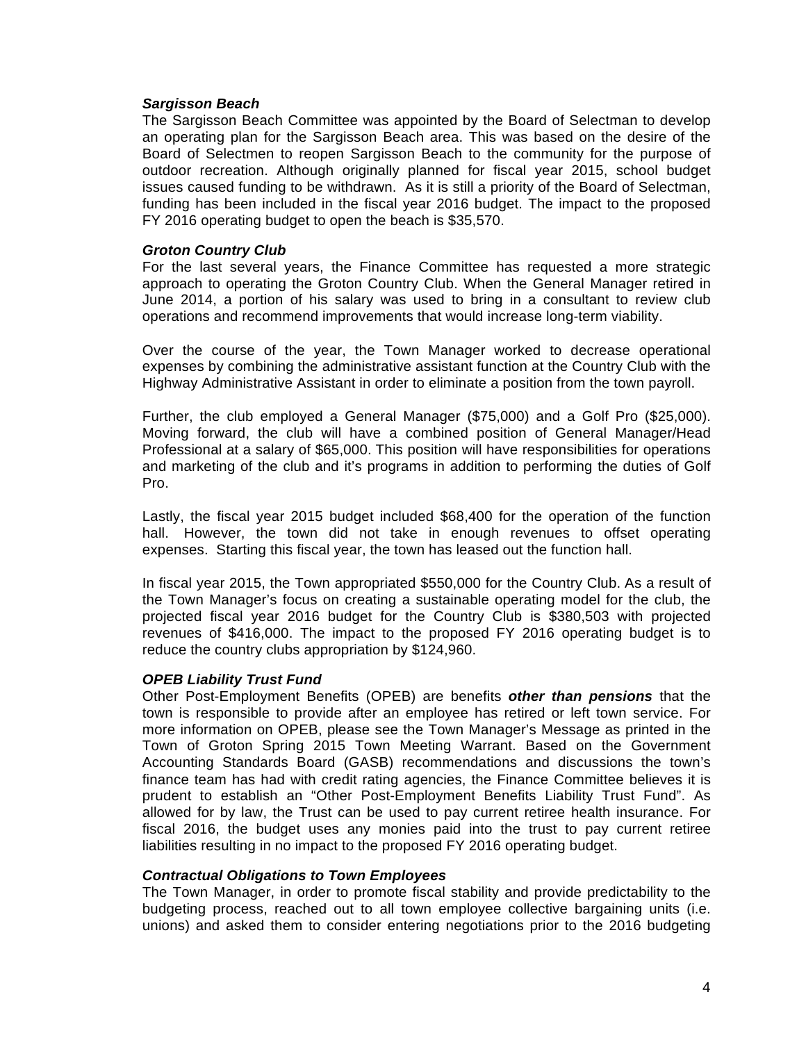***Sargisson Beach***

The Sargisson Beach Committee was appointed by the Board of Selectman to develop an operating plan for the Sargisson Beach area. This was based on the desire of the Board of Selectmen to reopen Sargisson Beach to the community for the purpose of outdoor recreation. Although originally planned for fiscal year 2015, school budget issues caused funding to be withdrawn. As it is still a priority of the Board of Selectman, funding has been included in the fiscal year 2016 budget. The impact to the proposed FY 2016 operating budget to open the beach is $35,570.

***Groton Country Club***

For the last several years, the Finance Committee has requested a more strategic approach to operating the Groton Country Club. When the General Manager retired in June 2014, a portion of his salary was used to bring in a consultant to review club operations and recommend improvements that would increase long-term viability.

Over the course of the year, the Town Manager worked to decrease operational expenses by combining the administrative assistant function at the Country Club with the Highway Administrative Assistant in order to eliminate a position from the town payroll.

Further, the club employed a General Manager ($75,000) and a Golf Pro ($25,000). Moving forward, the club will have a combined position of General Manager/Head Professional at a salary of $65,000. This position will have responsibilities for operations and marketing of the club and it's programs in addition to performing the duties of Golf Pro.

Lastly, the fiscal year 2015 budget included $68,400 for the operation of the function hall. However, the town did not take in enough revenues to offset operating expenses. Starting this fiscal year, the town has leased out the function hall.

In fiscal year 2015, the Town appropriated $550,000 for the Country Club. As a result of the Town Manager's focus on creating a sustainable operating model for the club, the projected fiscal year 2016 budget for the Country Club is $380,503 with projected revenues of $416,000. The impact to the proposed FY 2016 operating budget is to reduce the country clubs appropriation by $124,960.

***OPEB Liability Trust Fund***

Other Post-Employment Benefits (OPEB) are benefits ***other than pensions*** that the town is responsible to provide after an employee has retired or left town service. For more information on OPEB, please see the Town Manager's Message as printed in the Town of Groton Spring 2015 Town Meeting Warrant. Based on the Government Accounting Standards Board (GASB) recommendations and discussions the town's finance team has had with credit rating agencies, the Finance Committee believes it is prudent to establish an "Other Post-Employment Benefits Liability Trust Fund". As allowed for by law, the Trust can be used to pay current retiree health insurance. For fiscal 2016, the budget uses any monies paid into the trust to pay current retiree liabilities resulting in no impact to the proposed FY 2016 operating budget.

***Contractual Obligations to Town Employees***

The Town Manager, in order to promote fiscal stability and provide predictability to the budgeting process, reached out to all town employee collective bargaining units (i.e. unions) and asked them to consider entering negotiations prior to the 2016 budgeting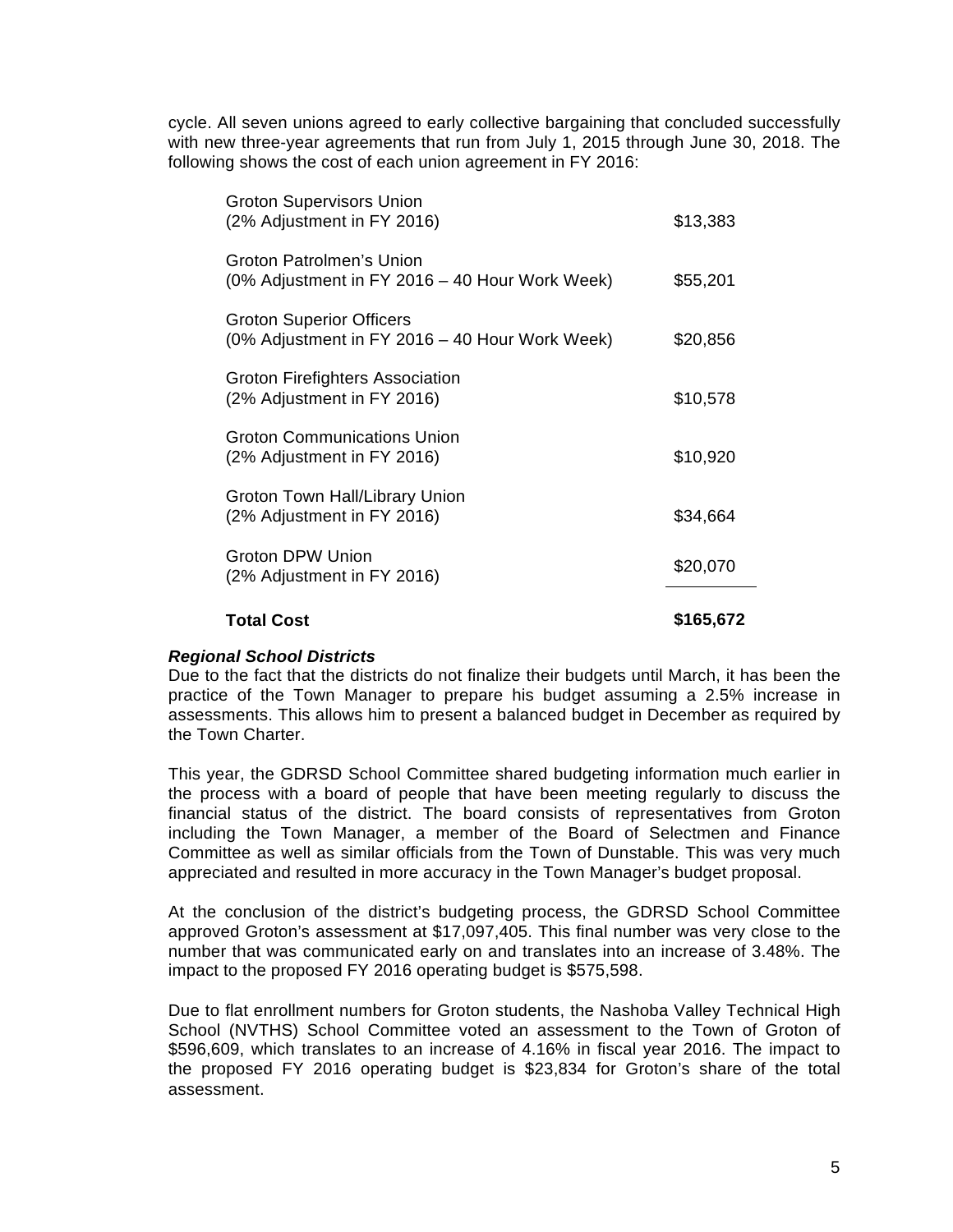cycle. All seven unions agreed to early collective bargaining that concluded successfully with new three-year agreements that run from July 1, 2015 through June 30, 2018. The following shows the cost of each union agreement in FY 2016:

| Union | Cost |
|---|---|
| Groton Supervisors Union (2% Adjustment in FY 2016) | $13,383 |
| Groton Patrolmen's Union (0% Adjustment in FY 2016 – 40 Hour Work Week) | $55,201 |
| Groton Superior Officers (0% Adjustment in FY 2016 – 40 Hour Work Week) | $20,856 |
| Groton Firefighters Association (2% Adjustment in FY 2016) | $10,578 |
| Groton Communications Union (2% Adjustment in FY 2016) | $10,920 |
| Groton Town Hall/Library Union (2% Adjustment in FY 2016) | $34,664 |
| Groton DPW Union (2% Adjustment in FY 2016) | $20,070 |
| **Total Cost** | **$165,672** |

***Regional School Districts***

Due to the fact that the districts do not finalize their budgets until March, it has been the practice of the Town Manager to prepare his budget assuming a 2.5% increase in assessments. This allows him to present a balanced budget in December as required by the Town Charter.

This year, the GDRSD School Committee shared budgeting information much earlier in the process with a board of people that have been meeting regularly to discuss the financial status of the district. The board consists of representatives from Groton including the Town Manager, a member of the Board of Selectmen and Finance Committee as well as similar officials from the Town of Dunstable. This was very much appreciated and resulted in more accuracy in the Town Manager's budget proposal.

At the conclusion of the district's budgeting process, the GDRSD School Committee approved Groton's assessment at $17,097,405. This final number was very close to the number that was communicated early on and translates into an increase of 3.48%. The impact to the proposed FY 2016 operating budget is $575,598.

Due to flat enrollment numbers for Groton students, the Nashoba Valley Technical High School (NVTHS) School Committee voted an assessment to the Town of Groton of $596,609, which translates to an increase of 4.16% in fiscal year 2016. The impact to the proposed FY 2016 operating budget is $23,834 for Groton's share of the total assessment.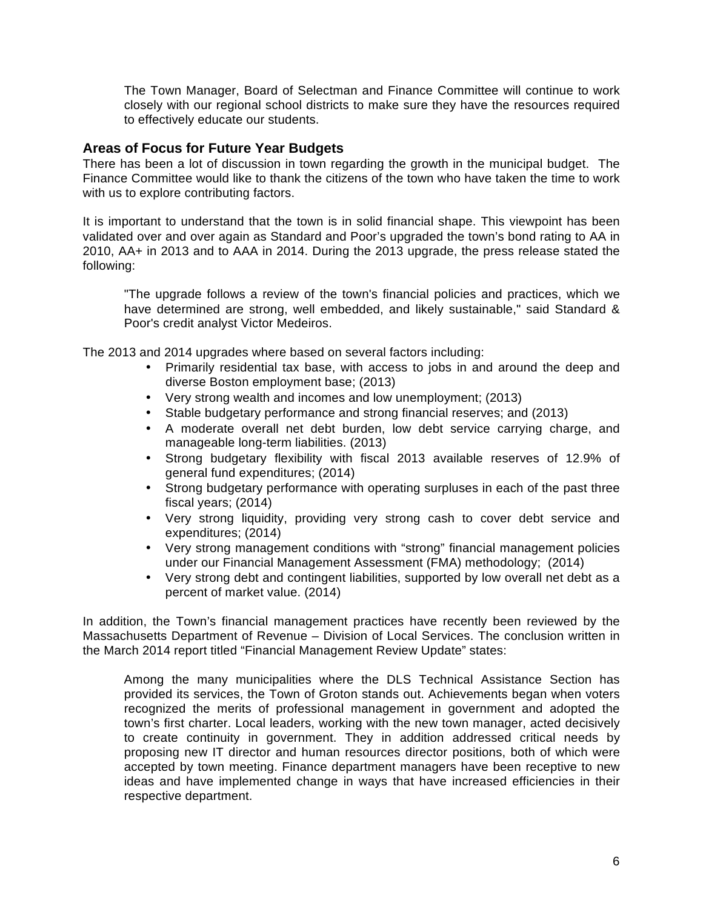The Town Manager, Board of Selectman and Finance Committee will continue to work closely with our regional school districts to make sure they have the resources required to effectively educate our students.

### Areas of Focus for Future Year Budgets

There has been a lot of discussion in town regarding the growth in the municipal budget. The Finance Committee would like to thank the citizens of the town who have taken the time to work with us to explore contributing factors.

It is important to understand that the town is in solid financial shape. This viewpoint has been validated over and over again as Standard and Poor's upgraded the town's bond rating to AA in 2010, AA+ in 2013 and to AAA in 2014. During the 2013 upgrade, the press release stated the following:

> "The upgrade follows a review of the town's financial policies and practices, which we have determined are strong, well embedded, and likely sustainable," said Standard & Poor's credit analyst Victor Medeiros.

The 2013 and 2014 upgrades where based on several factors including:

- Primarily residential tax base, with access to jobs in and around the deep and diverse Boston employment base; (2013)
- Very strong wealth and incomes and low unemployment; (2013)
- Stable budgetary performance and strong financial reserves; and (2013)
- A moderate overall net debt burden, low debt service carrying charge, and manageable long-term liabilities. (2013)
- Strong budgetary flexibility with fiscal 2013 available reserves of 12.9% of general fund expenditures; (2014)
- Strong budgetary performance with operating surpluses in each of the past three fiscal years; (2014)
- Very strong liquidity, providing very strong cash to cover debt service and expenditures; (2014)
- Very strong management conditions with "strong" financial management policies under our Financial Management Assessment (FMA) methodology; (2014)
- Very strong debt and contingent liabilities, supported by low overall net debt as a percent of market value. (2014)

In addition, the Town's financial management practices have recently been reviewed by the Massachusetts Department of Revenue – Division of Local Services. The conclusion written in the March 2014 report titled "Financial Management Review Update" states:

> Among the many municipalities where the DLS Technical Assistance Section has provided its services, the Town of Groton stands out. Achievements began when voters recognized the merits of professional management in government and adopted the town's first charter. Local leaders, working with the new town manager, acted decisively to create continuity in government. They in addition addressed critical needs by proposing new IT director and human resources director positions, both of which were accepted by town meeting. Finance department managers have been receptive to new ideas and have implemented change in ways that have increased efficiencies in their respective department.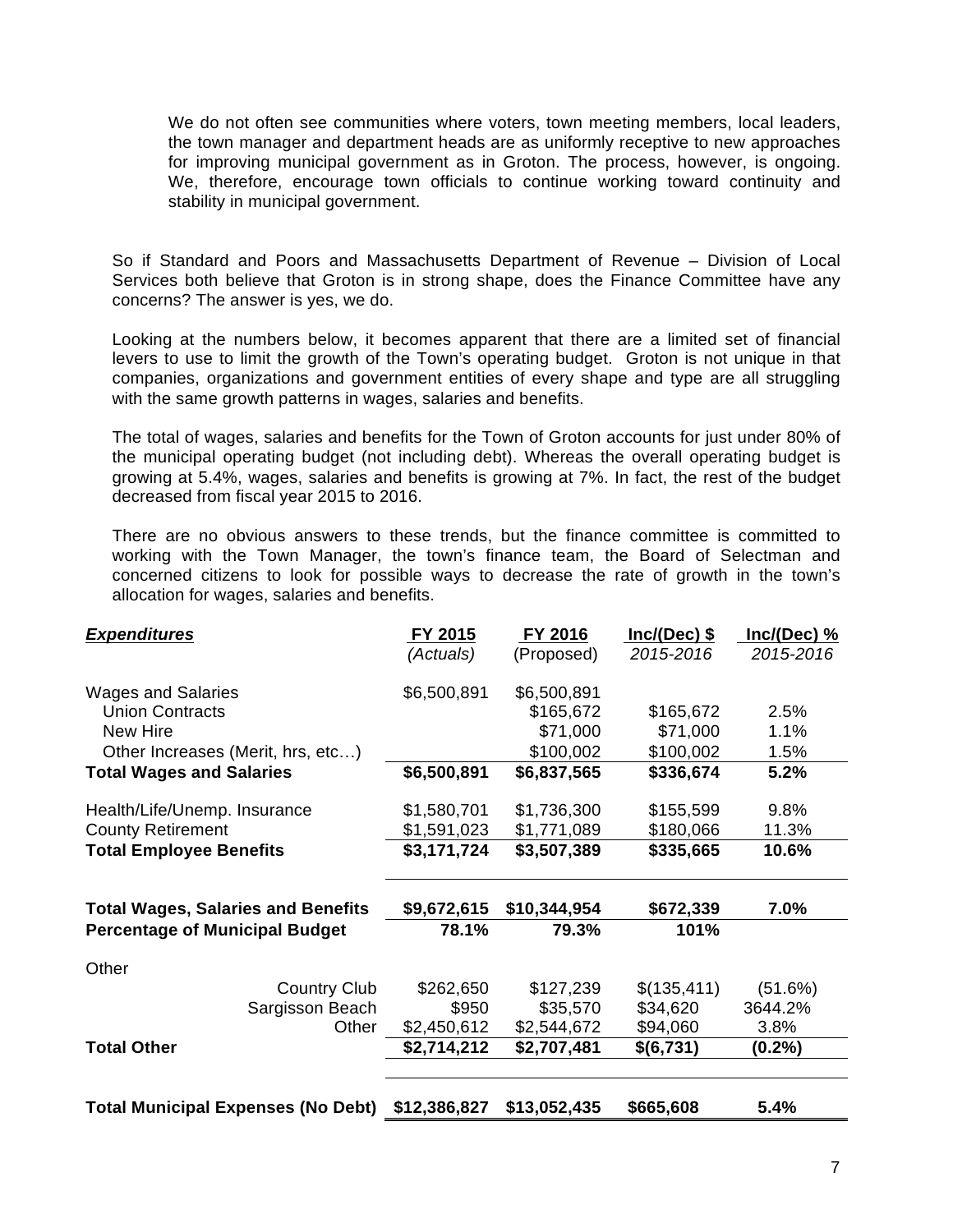> We do not often see communities where voters, town meeting members, local leaders, the town manager and department heads are as uniformly receptive to new approaches for improving municipal government as in Groton. The process, however, is ongoing. We, therefore, encourage town officials to continue working toward continuity and stability in municipal government.

So if Standard and Poors and Massachusetts Department of Revenue – Division of Local Services both believe that Groton is in strong shape, does the Finance Committee have any concerns? The answer is yes, we do.

Looking at the numbers below, it becomes apparent that there are a limited set of financial levers to use to limit the growth of the Town's operating budget. Groton is not unique in that companies, organizations and government entities of every shape and type are all struggling with the same growth patterns in wages, salaries and benefits.

The total of wages, salaries and benefits for the Town of Groton accounts for just under 80% of the municipal operating budget (not including debt). Whereas the overall operating budget is growing at 5.4%, wages, salaries and benefits is growing at 7%. In fact, the rest of the budget decreased from fiscal year 2015 to 2016.

There are no obvious answers to these trends, but the finance committee is committed to working with the Town Manager, the town's finance team, the Board of Selectman and concerned citizens to look for possible ways to decrease the rate of growth in the town's allocation for wages, salaries and benefits.

| ***Expenditures*** | **FY 2015** *(Actuals)* | **FY 2016** (Proposed) | **Inc/(Dec) $** *2015-2016* | **Inc/(Dec) %** *2015-2016* |
|---|---|---|---|---|
| Wages and Salaries | $6,500,891 | $6,500,891 | | |
| Union Contracts | | $165,672 | $165,672 | 2.5% |
| New Hire | | $71,000 | $71,000 | 1.1% |
| Other Increases (Merit, hrs, etc…) | | $100,002 | $100,002 | 1.5% |
| **Total Wages and Salaries** | **$6,500,891** | **$6,837,565** | **$336,674** | **5.2%** |
| Health/Life/Unemp. Insurance | $1,580,701 | $1,736,300 | $155,599 | 9.8% |
| County Retirement | $1,591,023 | $1,771,089 | $180,066 | 11.3% |
| **Total Employee Benefits** | **$3,171,724** | **$3,507,389** | **$335,665** | **10.6%** |
| **Total Wages, Salaries and Benefits** | **$9,672,615** | **$10,344,954** | **$672,339** | **7.0%** |
| **Percentage of Municipal Budget** | **78.1%** | **79.3%** | **101%** | |
| Other | | | | |
| Country Club | $262,650 | $127,239 | $(135,411) | (51.6%) |
| Sargisson Beach | $950 | $35,570 | $34,620 | 3644.2% |
| Other | $2,450,612 | $2,544,672 | $94,060 | 3.8% |
| **Total Other** | **$2,714,212** | **$2,707,481** | **$(6,731)** | **(0.2%)** |
| **Total Municipal Expenses (No Debt)** | **$12,386,827** | **$13,052,435** | **$665,608** | **5.4%** |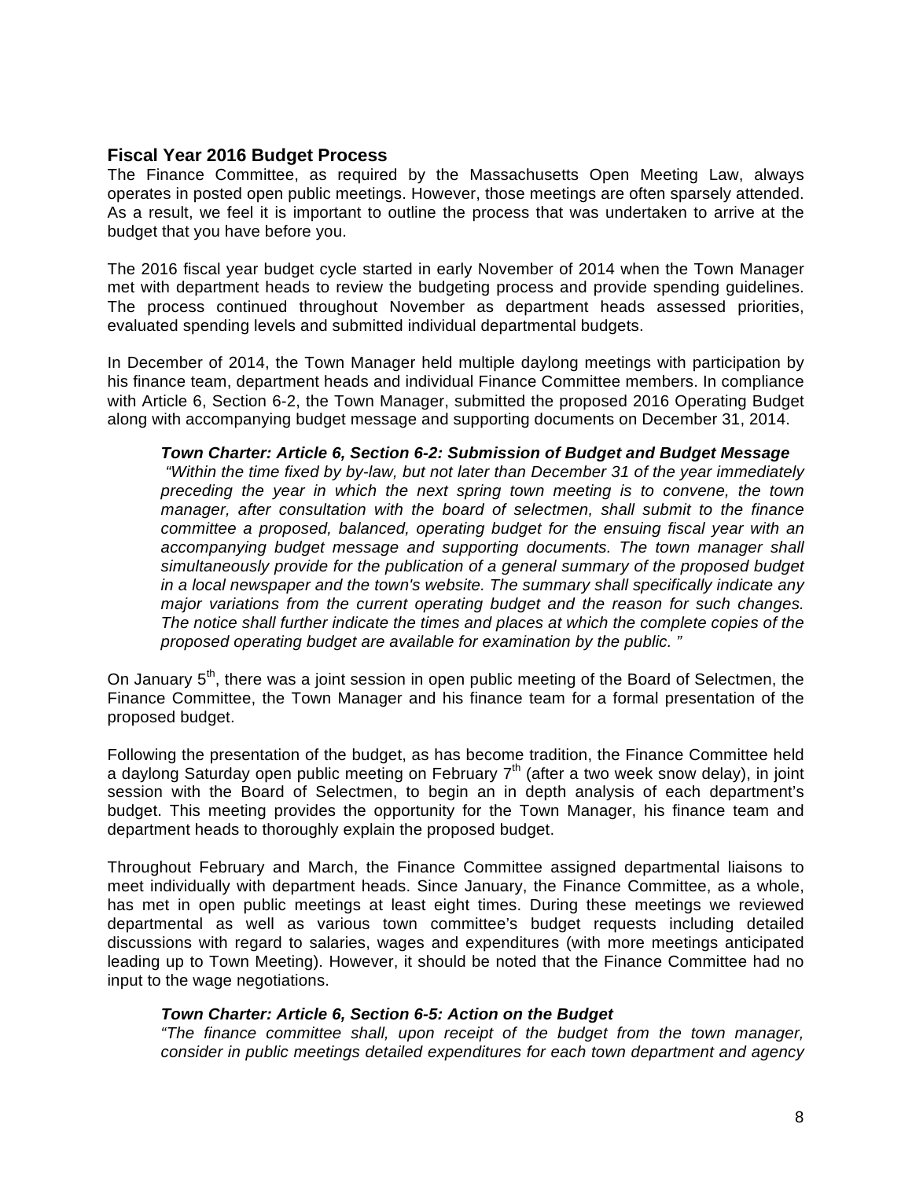## Fiscal Year 2016 Budget Process

The Finance Committee, as required by the Massachusetts Open Meeting Law, always operates in posted open public meetings. However, those meetings are often sparsely attended. As a result, we feel it is important to outline the process that was undertaken to arrive at the budget that you have before you.

The 2016 fiscal year budget cycle started in early November of 2014 when the Town Manager met with department heads to review the budgeting process and provide spending guidelines. The process continued throughout November as department heads assessed priorities, evaluated spending levels and submitted individual departmental budgets.

In December of 2014, the Town Manager held multiple daylong meetings with participation by his finance team, department heads and individual Finance Committee members. In compliance with Article 6, Section 6-2, the Town Manager, submitted the proposed 2016 Operating Budget along with accompanying budget message and supporting documents on December 31, 2014.

> ***Town Charter: Article 6, Section 6-2: Submission of Budget and Budget Message***
> *"Within the time fixed by by-law, but not later than December 31 of the year immediately preceding the year in which the next spring town meeting is to convene, the town manager, after consultation with the board of selectmen, shall submit to the finance committee a proposed, balanced, operating budget for the ensuing fiscal year with an accompanying budget message and supporting documents. The town manager shall simultaneously provide for the publication of a general summary of the proposed budget in a local newspaper and the town's website. The summary shall specifically indicate any major variations from the current operating budget and the reason for such changes. The notice shall further indicate the times and places at which the complete copies of the proposed operating budget are available for examination by the public. "*

On January 5th, there was a joint session in open public meeting of the Board of Selectmen, the Finance Committee, the Town Manager and his finance team for a formal presentation of the proposed budget.

Following the presentation of the budget, as has become tradition, the Finance Committee held a daylong Saturday open public meeting on February 7th (after a two week snow delay), in joint session with the Board of Selectmen, to begin an in depth analysis of each department's budget. This meeting provides the opportunity for the Town Manager, his finance team and department heads to thoroughly explain the proposed budget.

Throughout February and March, the Finance Committee assigned departmental liaisons to meet individually with department heads. Since January, the Finance Committee, as a whole, has met in open public meetings at least eight times. During these meetings we reviewed departmental as well as various town committee's budget requests including detailed discussions with regard to salaries, wages and expenditures (with more meetings anticipated leading up to Town Meeting). However, it should be noted that the Finance Committee had no input to the wage negotiations.

> ***Town Charter: Article 6, Section 6-5: Action on the Budget***
> *"The finance committee shall, upon receipt of the budget from the town manager, consider in public meetings detailed expenditures for each town department and agency*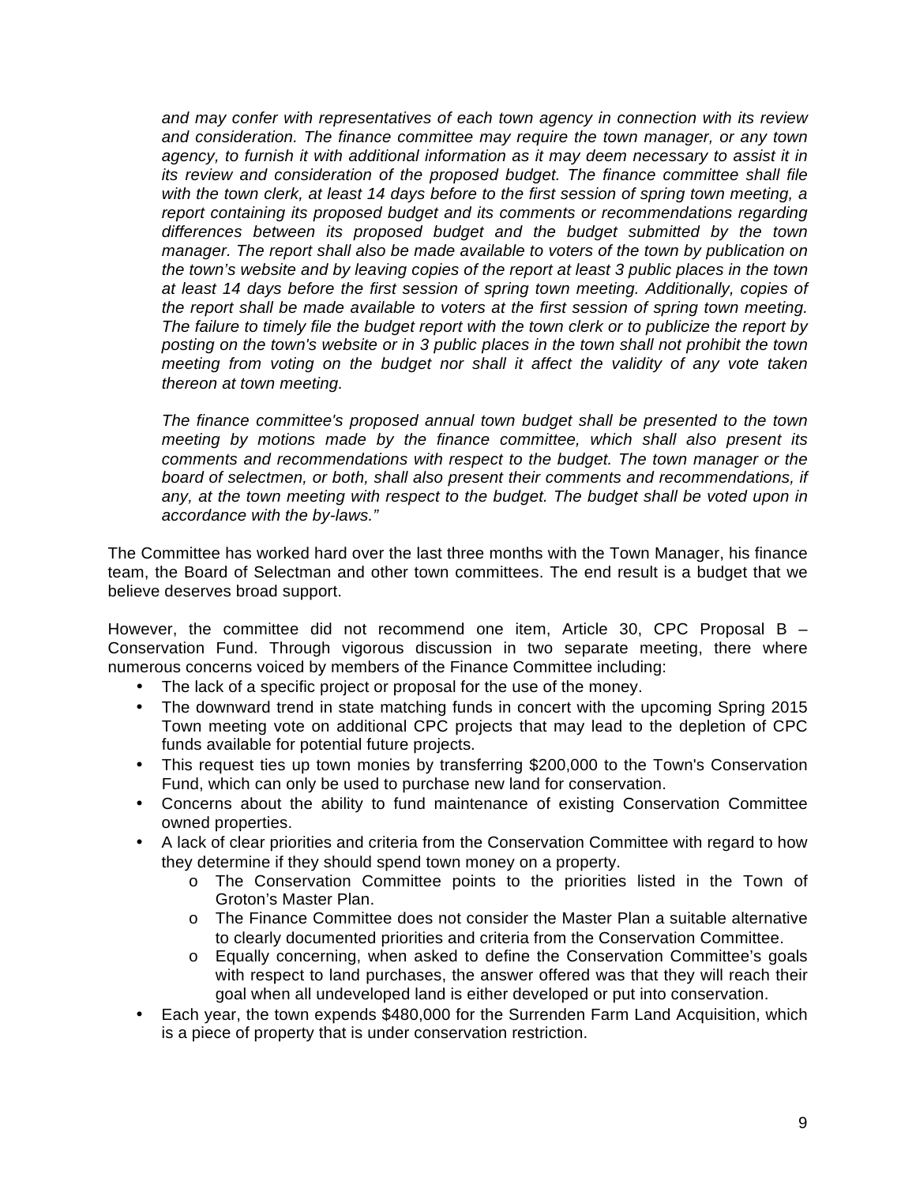*and may confer with representatives of each town agency in connection with its review and consideration. The finance committee may require the town manager, or any town agency, to furnish it with additional information as it may deem necessary to assist it in its review and consideration of the proposed budget. The finance committee shall file with the town clerk, at least 14 days before to the first session of spring town meeting, a report containing its proposed budget and its comments or recommendations regarding differences between its proposed budget and the budget submitted by the town manager. The report shall also be made available to voters of the town by publication on the town's website and by leaving copies of the report at least 3 public places in the town at least 14 days before the first session of spring town meeting. Additionally, copies of the report shall be made available to voters at the first session of spring town meeting. The failure to timely file the budget report with the town clerk or to publicize the report by posting on the town's website or in 3 public places in the town shall not prohibit the town meeting from voting on the budget nor shall it affect the validity of any vote taken thereon at town meeting.*

*The finance committee's proposed annual town budget shall be presented to the town meeting by motions made by the finance committee, which shall also present its comments and recommendations with respect to the budget. The town manager or the board of selectmen, or both, shall also present their comments and recommendations, if any, at the town meeting with respect to the budget. The budget shall be voted upon in accordance with the by-laws."*

The Committee has worked hard over the last three months with the Town Manager, his finance team, the Board of Selectman and other town committees. The end result is a budget that we believe deserves broad support.

However, the committee did not recommend one item, Article 30, CPC Proposal B – Conservation Fund. Through vigorous discussion in two separate meeting, there where numerous concerns voiced by members of the Finance Committee including:

- The lack of a specific project or proposal for the use of the money.
- The downward trend in state matching funds in concert with the upcoming Spring 2015 Town meeting vote on additional CPC projects that may lead to the depletion of CPC funds available for potential future projects.
- This request ties up town monies by transferring $200,000 to the Town's Conservation Fund, which can only be used to purchase new land for conservation.
- Concerns about the ability to fund maintenance of existing Conservation Committee owned properties.
- A lack of clear priorities and criteria from the Conservation Committee with regard to how they determine if they should spend town money on a property.
  - The Conservation Committee points to the priorities listed in the Town of Groton's Master Plan.
  - The Finance Committee does not consider the Master Plan a suitable alternative to clearly documented priorities and criteria from the Conservation Committee.
  - Equally concerning, when asked to define the Conservation Committee's goals with respect to land purchases, the answer offered was that they will reach their goal when all undeveloped land is either developed or put into conservation.
- Each year, the town expends $480,000 for the Surrenden Farm Land Acquisition, which is a piece of property that is under conservation restriction.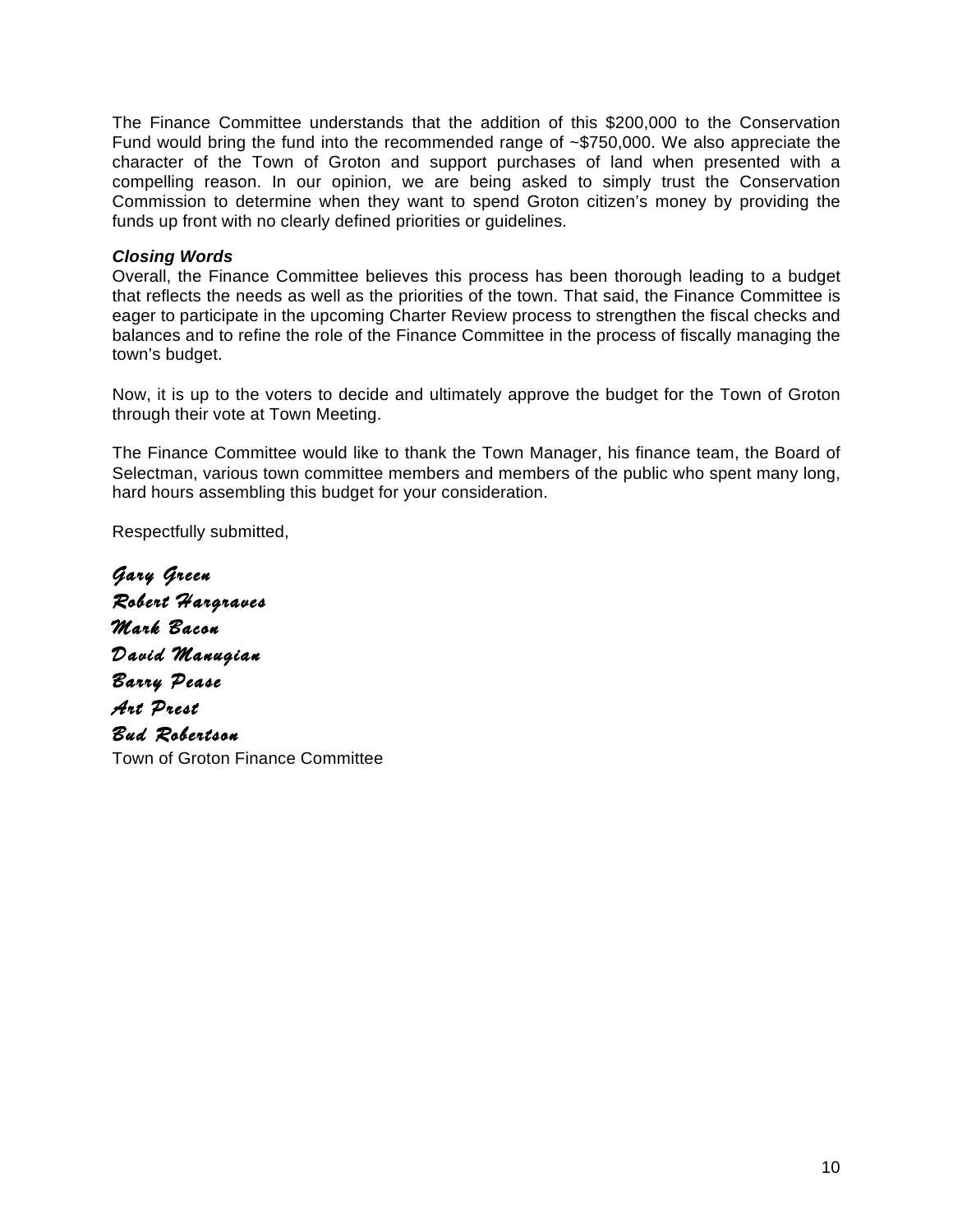The Finance Committee understands that the addition of this $200,000 to the Conservation Fund would bring the fund into the recommended range of ~$750,000. We also appreciate the character of the Town of Groton and support purchases of land when presented with a compelling reason. In our opinion, we are being asked to simply trust the Conservation Commission to determine when they want to spend Groton citizen's money by providing the funds up front with no clearly defined priorities or guidelines.

***Closing Words***

Overall, the Finance Committee believes this process has been thorough leading to a budget that reflects the needs as well as the priorities of the town. That said, the Finance Committee is eager to participate in the upcoming Charter Review process to strengthen the fiscal checks and balances and to refine the role of the Finance Committee in the process of fiscally managing the town's budget.

Now, it is up to the voters to decide and ultimately approve the budget for the Town of Groton through their vote at Town Meeting.

The Finance Committee would like to thank the Town Manager, his finance team, the Board of Selectman, various town committee members and members of the public who spent many long, hard hours assembling this budget for your consideration.

Respectfully submitted,

*Gary Green*
*Robert Hargraves*
*Mark Bacon*
*David Manugian*
*Barry Pease*
*Art Prest*
*Bud Robertson*
Town of Groton Finance Committee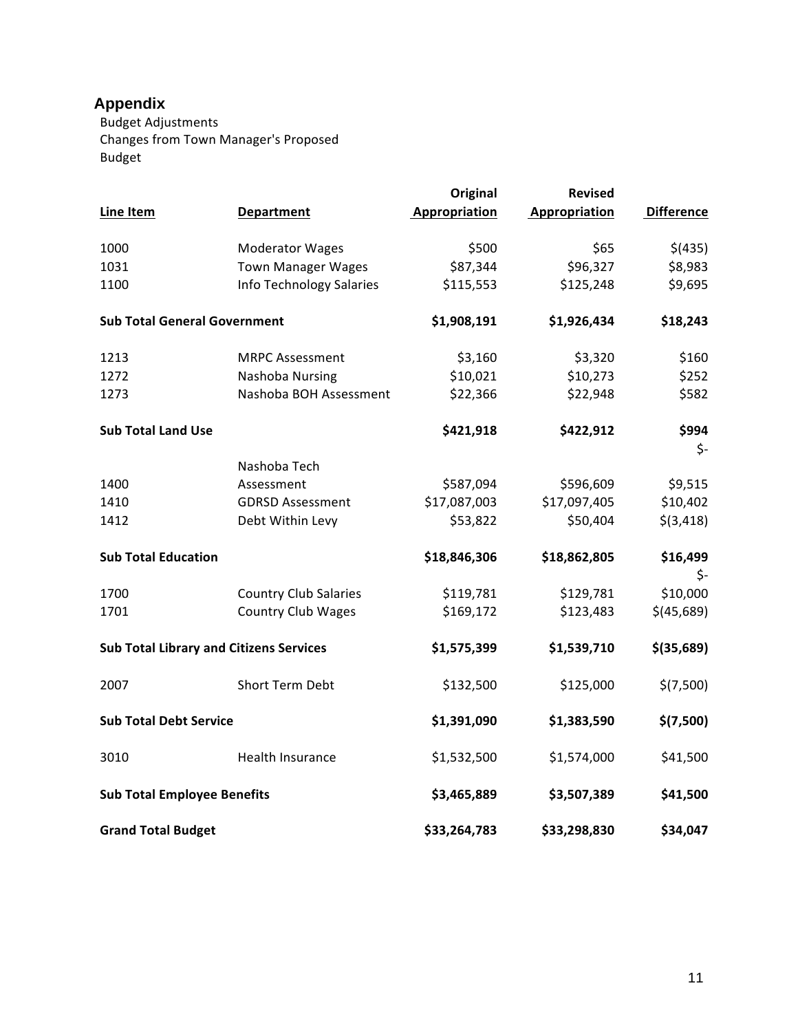## Appendix

Budget Adjustments
Changes from Town Manager's Proposed Budget

| Line Item | Department | Original Appropriation | Revised Appropriation | Difference |
|---|---|---|---|---|
| 1000 | Moderator Wages | $500 | $65 | $(435) |
| 1031 | Town Manager Wages | $87,344 | $96,327 | $8,983 |
| 1100 | Info Technology Salaries | $115,553 | $125,248 | $9,695 |
| **Sub Total General Government** | | **$1,908,191** | **$1,926,434** | **$18,243** |
| 1213 | MRPC Assessment | $3,160 | $3,320 | $160 |
| 1272 | Nashoba Nursing | $10,021 | $10,273 | $252 |
| 1273 | Nashoba BOH Assessment | $22,366 | $22,948 | $582 |
| **Sub Total Land Use** | | **$421,918** | **$422,912** | **$994** |
| | | | | $- |
| 1400 | Nashoba Tech Assessment | $587,094 | $596,609 | $9,515 |
| 1410 | GDRSD Assessment | $17,087,003 | $17,097,405 | $10,402 |
| 1412 | Debt Within Levy | $53,822 | $50,404 | $(3,418) |
| **Sub Total Education** | | **$18,846,306** | **$18,862,805** | **$16,499** |
| | | | | $- |
| 1700 | Country Club Salaries | $119,781 | $129,781 | $10,000 |
| 1701 | Country Club Wages | $169,172 | $123,483 | $(45,689) |
| **Sub Total Library and Citizens Services** | | **$1,575,399** | **$1,539,710** | **$(35,689)** |
| 2007 | Short Term Debt | $132,500 | $125,000 | $(7,500) |
| **Sub Total Debt Service** | | **$1,391,090** | **$1,383,590** | **$(7,500)** |
| 3010 | Health Insurance | $1,532,500 | $1,574,000 | $41,500 |
| **Sub Total Employee Benefits** | | **$3,465,889** | **$3,507,389** | **$41,500** |
| **Grand Total Budget** | | **$33,264,783** | **$33,298,830** | **$34,047** |